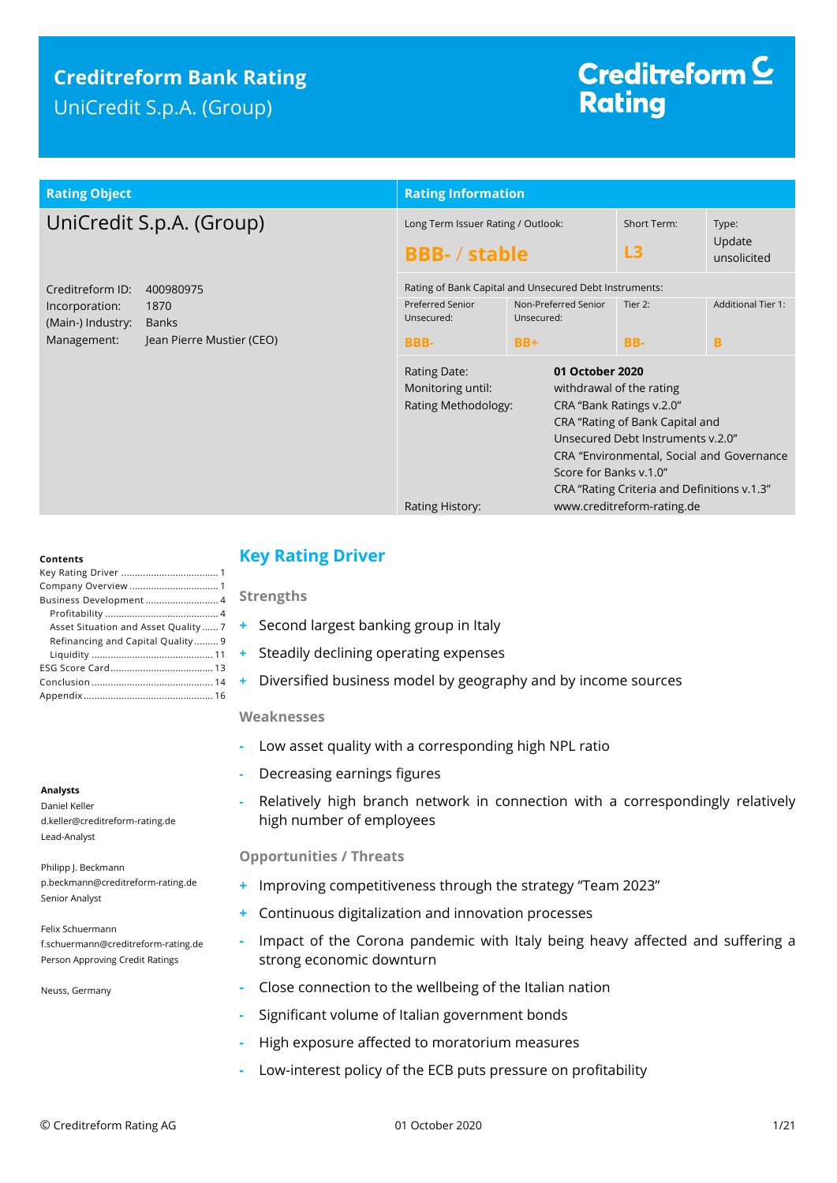# Creditreform Bank Rating

UniCredit S.p.A. (Group)

Creditreform Rating

| Rating Object | |
|---|---|
| UniCredit S.p.A. (Group) | |
| Creditreform ID: | 400980975 |
| Incorporation: | 1870 |
| (Main-) Industry: | Banks |
| Management: | Jean Pierre Mustier (CEO) |

| Rating Information | | | |
|---|---|---|---|
| Long Term Issuer Rating / Outlook: **BBB- / stable** | | Short Term: **L3** | Type: Update unsolicited |
| Rating of Bank Capital and Unsecured Debt Instruments: | | | |
| Preferred Senior Unsecured: | Non-Preferred Senior Unsecured: | Tier 2: | Additional Tier 1: |
| **BBB-** | **BB+** | **BB-** | **B** |

| | |
|---|---|
| Rating Date: | **01 October 2020** |
| Monitoring until: | withdrawal of the rating |
| Rating Methodology: | CRA "Bank Ratings v.2.0"<br>CRA "Rating of Bank Capital and Unsecured Debt Instruments v.2.0"<br>CRA "Environmental, Social and Governance Score for Banks v.1.0"<br>CRA "Rating Criteria and Definitions v.1.3" |
| Rating History: | www.creditreform-rating.de |

**Contents**

- Key Rating Driver ..... 1
- Company Overview ..... 1
- Business Development ..... 4
  - Profitability ..... 4
  - Asset Situation and Asset Quality ..... 7
  - Refinancing and Capital Quality ..... 9
  - Liquidity ..... 11
- ESG Score Card ..... 13
- Conclusion ..... 14
- Appendix ..... 16

**Analysts**

Daniel Keller
d.keller@creditreform-rating.de
Lead-Analyst

Philipp J. Beckmann
p.beckmann@creditreform-rating.de
Senior Analyst

Felix Schuermann
f.schuermann@creditreform-rating.de
Person Approving Credit Ratings

Neuss, Germany

## Key Rating Driver

### Strengths

- + Second largest banking group in Italy
- + Steadily declining operating expenses
- + Diversified business model by geography and by income sources

### Weaknesses

- - Low asset quality with a corresponding high NPL ratio
- - Decreasing earnings figures
- - Relatively high branch network in connection with a correspondingly relatively high number of employees

### Opportunities / Threats

- + Improving competitiveness through the strategy "Team 2023"
- + Continuous digitalization and innovation processes
- - Impact of the Corona pandemic with Italy being heavy affected and suffering a strong economic downturn
- - Close connection to the wellbeing of the Italian nation
- - Significant volume of Italian government bonds
- - High exposure affected to moratorium measures
- - Low-interest policy of the ECB puts pressure on profitability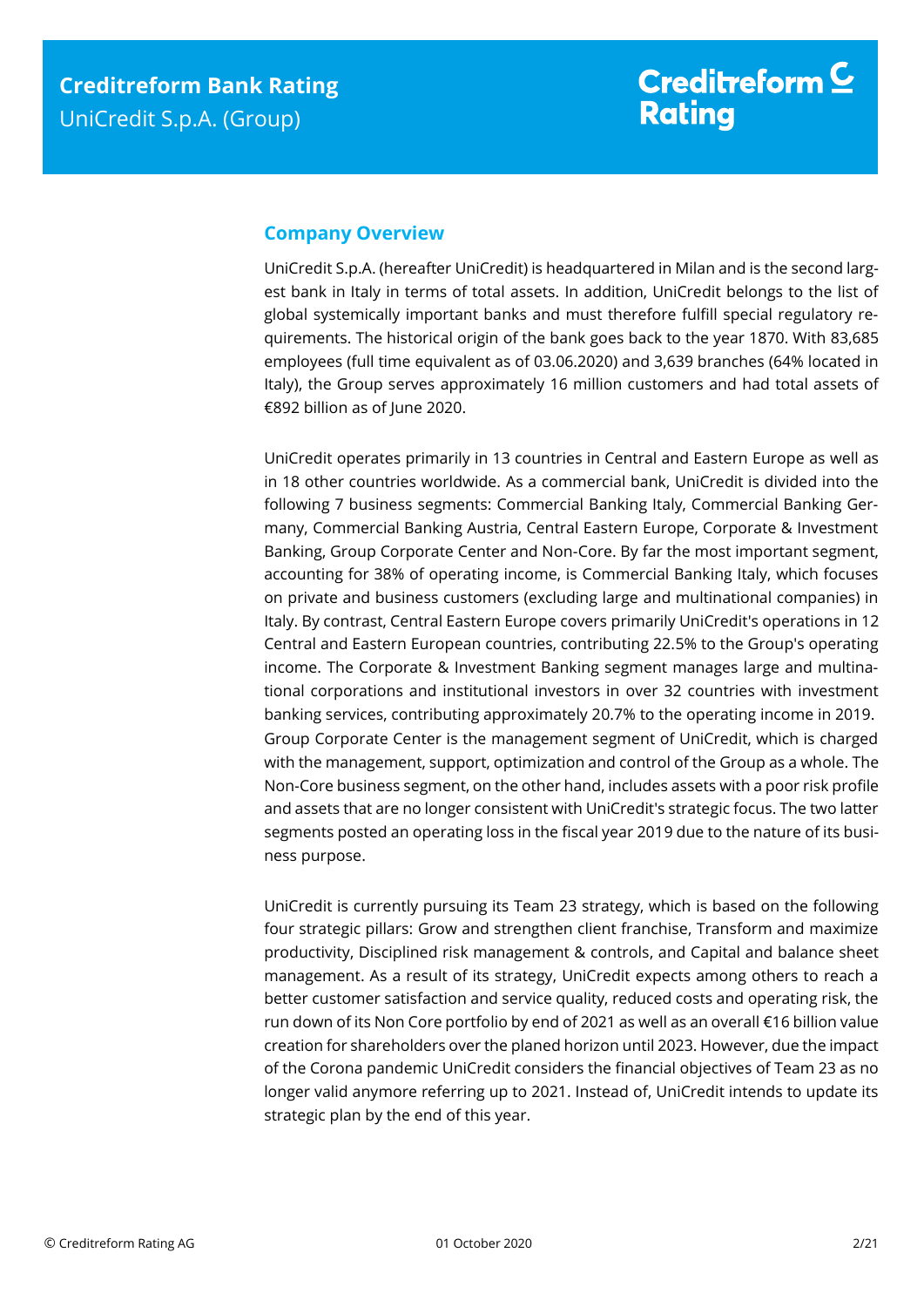## Company Overview

UniCredit S.p.A. (hereafter UniCredit) is headquartered in Milan and is the second largest bank in Italy in terms of total assets. In addition, UniCredit belongs to the list of global systemically important banks and must therefore fulfill special regulatory requirements. The historical origin of the bank goes back to the year 1870. With 83,685 employees (full time equivalent as of 03.06.2020) and 3,639 branches (64% located in Italy), the Group serves approximately 16 million customers and had total assets of €892 billion as of June 2020.

UniCredit operates primarily in 13 countries in Central and Eastern Europe as well as in 18 other countries worldwide. As a commercial bank, UniCredit is divided into the following 7 business segments: Commercial Banking Italy, Commercial Banking Germany, Commercial Banking Austria, Central Eastern Europe, Corporate & Investment Banking, Group Corporate Center and Non-Core. By far the most important segment, accounting for 38% of operating income, is Commercial Banking Italy, which focuses on private and business customers (excluding large and multinational companies) in Italy. By contrast, Central Eastern Europe covers primarily UniCredit's operations in 12 Central and Eastern European countries, contributing 22.5% to the Group's operating income. The Corporate & Investment Banking segment manages large and multinational corporations and institutional investors in over 32 countries with investment banking services, contributing approximately 20.7% to the operating income in 2019. Group Corporate Center is the management segment of UniCredit, which is charged with the management, support, optimization and control of the Group as a whole. The Non-Core business segment, on the other hand, includes assets with a poor risk profile and assets that are no longer consistent with UniCredit's strategic focus. The two latter segments posted an operating loss in the fiscal year 2019 due to the nature of its business purpose.

UniCredit is currently pursuing its Team 23 strategy, which is based on the following four strategic pillars: Grow and strengthen client franchise, Transform and maximize productivity, Disciplined risk management & controls, and Capital and balance sheet management. As a result of its strategy, UniCredit expects among others to reach a better customer satisfaction and service quality, reduced costs and operating risk, the run down of its Non Core portfolio by end of 2021 as well as an overall €16 billion value creation for shareholders over the planed horizon until 2023. However, due the impact of the Corona pandemic UniCredit considers the financial objectives of Team 23 as no longer valid anymore referring up to 2021. Instead of, UniCredit intends to update its strategic plan by the end of this year.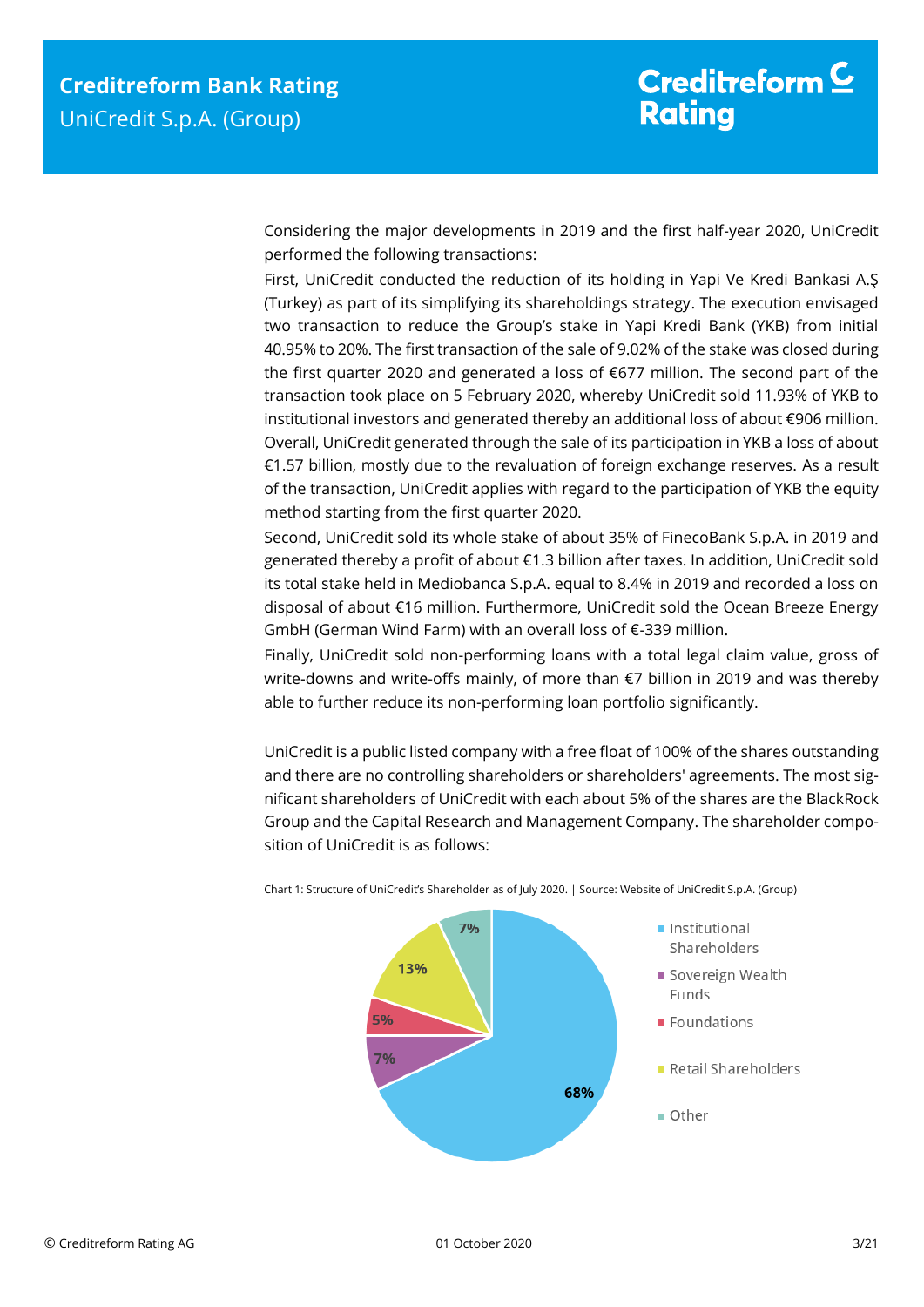Considering the major developments in 2019 and the first half-year 2020, UniCredit performed the following transactions:

First, UniCredit conducted the reduction of its holding in Yapi Ve Kredi Bankasi A.Ş (Turkey) as part of its simplifying its shareholdings strategy. The execution envisaged two transaction to reduce the Group's stake in Yapi Kredi Bank (YKB) from initial 40.95% to 20%. The first transaction of the sale of 9.02% of the stake was closed during the first quarter 2020 and generated a loss of €677 million. The second part of the transaction took place on 5 February 2020, whereby UniCredit sold 11.93% of YKB to institutional investors and generated thereby an additional loss of about €906 million. Overall, UniCredit generated through the sale of its participation in YKB a loss of about €1.57 billion, mostly due to the revaluation of foreign exchange reserves. As a result of the transaction, UniCredit applies with regard to the participation of YKB the equity method starting from the first quarter 2020.

Second, UniCredit sold its whole stake of about 35% of FinecoBank S.p.A. in 2019 and generated thereby a profit of about €1.3 billion after taxes. In addition, UniCredit sold its total stake held in Mediobanca S.p.A. equal to 8.4% in 2019 and recorded a loss on disposal of about €16 million. Furthermore, UniCredit sold the Ocean Breeze Energy GmbH (German Wind Farm) with an overall loss of €-339 million.

Finally, UniCredit sold non-performing loans with a total legal claim value, gross of write-downs and write-offs mainly, of more than €7 billion in 2019 and was thereby able to further reduce its non-performing loan portfolio significantly.

UniCredit is a public listed company with a free float of 100% of the shares outstanding and there are no controlling shareholders or shareholders' agreements. The most significant shareholders of UniCredit with each about 5% of the shares are the BlackRock Group and the Capital Research and Management Company. The shareholder composition of UniCredit is as follows:

Chart 1: Structure of UniCredit's Shareholder as of July 2020. | Source: Website of UniCredit S.p.A. (Group)

| Shareholder | Share |
|---|---|
| Institutional Shareholders | 68% |
| Sovereign Wealth Funds | 7% |
| Foundations | 5% |
| Retail Shareholders | 13% |
| Other | 7% |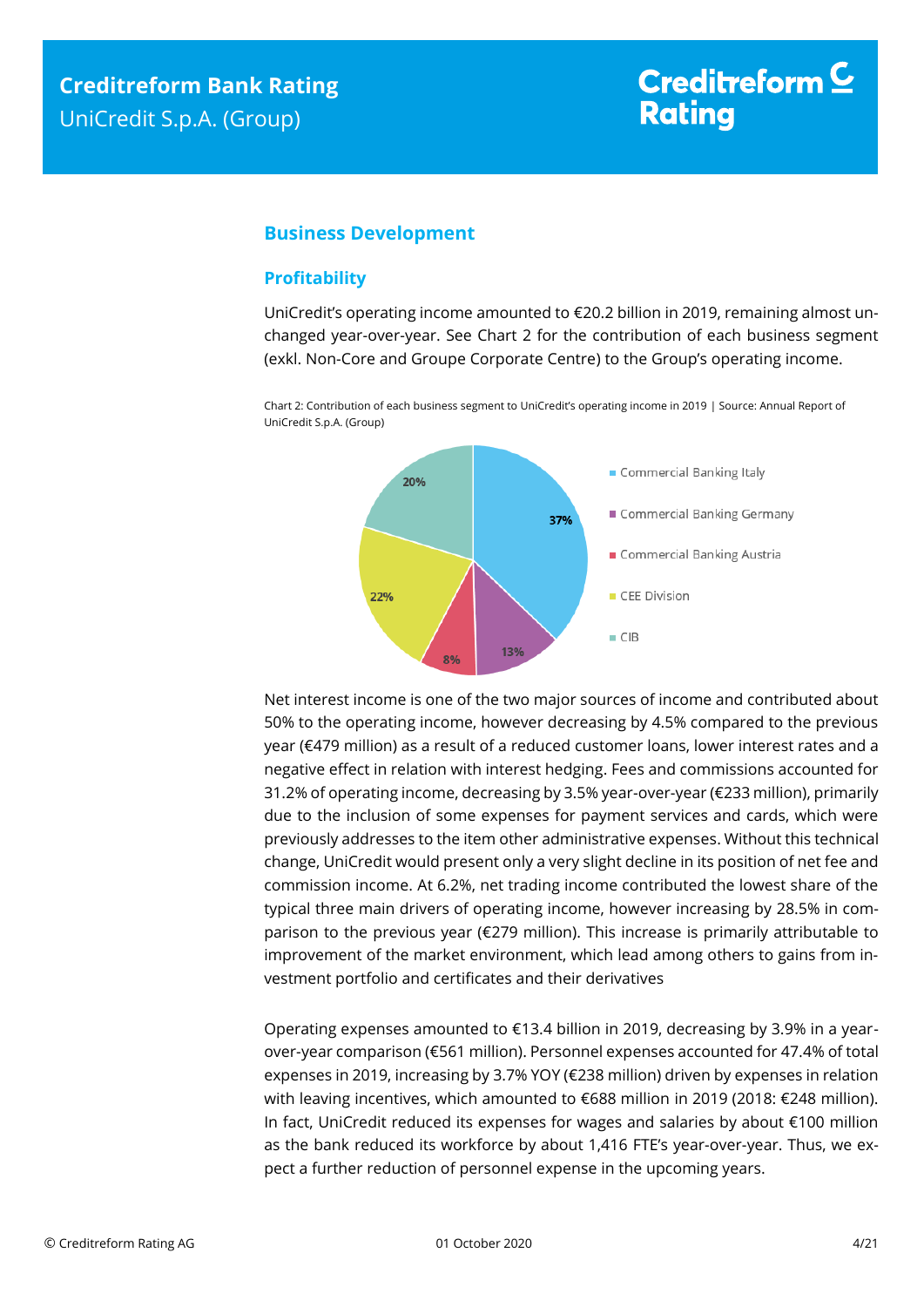## Business Development

### Profitability

UniCredit's operating income amounted to €20.2 billion in 2019, remaining almost unchanged year-over-year. See Chart 2 for the contribution of each business segment (exkl. Non-Core and Groupe Corporate Centre) to the Group's operating income.

Chart 2: Contribution of each business segment to UniCredit's operating income in 2019 | Source: Annual Report of UniCredit S.p.A. (Group)

| Segment | Share |
|---|---|
| Commercial Banking Italy | 37% |
| Commercial Banking Germany | 13% |
| Commercial Banking Austria | 8% |
| CEE Division | 22% |
| CIB | 20% |

Net interest income is one of the two major sources of income and contributed about 50% to the operating income, however decreasing by 4.5% compared to the previous year (€479 million) as a result of a reduced customer loans, lower interest rates and a negative effect in relation with interest hedging. Fees and commissions accounted for 31.2% of operating income, decreasing by 3.5% year-over-year (€233 million), primarily due to the inclusion of some expenses for payment services and cards, which were previously addresses to the item other administrative expenses. Without this technical change, UniCredit would present only a very slight decline in its position of net fee and commission income. At 6.2%, net trading income contributed the lowest share of the typical three main drivers of operating income, however increasing by 28.5% in comparison to the previous year (€279 million). This increase is primarily attributable to improvement of the market environment, which lead among others to gains from investment portfolio and certificates and their derivatives

Operating expenses amounted to €13.4 billion in 2019, decreasing by 3.9% in a year-over-year comparison (€561 million). Personnel expenses accounted for 47.4% of total expenses in 2019, increasing by 3.7% YOY (€238 million) driven by expenses in relation with leaving incentives, which amounted to €688 million in 2019 (2018: €248 million). In fact, UniCredit reduced its expenses for wages and salaries by about €100 million as the bank reduced its workforce by about 1,416 FTE's year-over-year. Thus, we expect a further reduction of personnel expense in the upcoming years.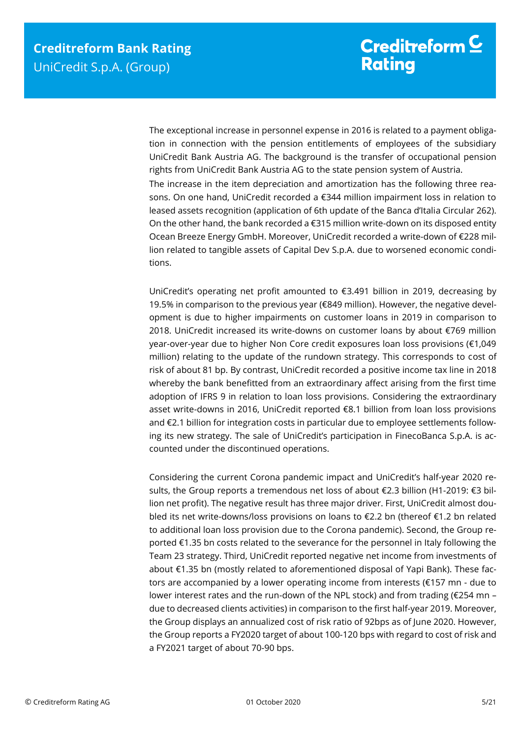The exceptional increase in personnel expense in 2016 is related to a payment obligation in connection with the pension entitlements of employees of the subsidiary UniCredit Bank Austria AG. The background is the transfer of occupational pension rights from UniCredit Bank Austria AG to the state pension system of Austria.

The increase in the item depreciation and amortization has the following three reasons. On one hand, UniCredit recorded a €344 million impairment loss in relation to leased assets recognition (application of 6th update of the Banca d'Italia Circular 262). On the other hand, the bank recorded a €315 million write-down on its disposed entity Ocean Breeze Energy GmbH. Moreover, UniCredit recorded a write-down of €228 million related to tangible assets of Capital Dev S.p.A. due to worsened economic conditions.

UniCredit's operating net profit amounted to €3.491 billion in 2019, decreasing by 19.5% in comparison to the previous year (€849 million). However, the negative development is due to higher impairments on customer loans in 2019 in comparison to 2018. UniCredit increased its write-downs on customer loans by about €769 million year-over-year due to higher Non Core credit exposures loan loss provisions (€1,049 million) relating to the update of the rundown strategy. This corresponds to cost of risk of about 81 bp. By contrast, UniCredit recorded a positive income tax line in 2018 whereby the bank benefitted from an extraordinary affect arising from the first time adoption of IFRS 9 in relation to loan loss provisions. Considering the extraordinary asset write-downs in 2016, UniCredit reported €8.1 billion from loan loss provisions and €2.1 billion for integration costs in particular due to employee settlements following its new strategy. The sale of UniCredit's participation in FinecoBanca S.p.A. is accounted under the discontinued operations.

Considering the current Corona pandemic impact and UniCredit's half-year 2020 results, the Group reports a tremendous net loss of about €2.3 billion (H1-2019: €3 billion net profit). The negative result has three major driver. First, UniCredit almost doubled its net write-downs/loss provisions on loans to €2.2 bn (thereof €1.2 bn related to additional loan loss provision due to the Corona pandemic). Second, the Group reported €1.35 bn costs related to the severance for the personnel in Italy following the Team 23 strategy. Third, UniCredit reported negative net income from investments of about €1.35 bn (mostly related to aforementioned disposal of Yapi Bank). These factors are accompanied by a lower operating income from interests (€157 mn - due to lower interest rates and the run-down of the NPL stock) and from trading (€254 mn – due to decreased clients activities) in comparison to the first half-year 2019. Moreover, the Group displays an annualized cost of risk ratio of 92bps as of June 2020. However, the Group reports a FY2020 target of about 100-120 bps with regard to cost of risk and a FY2021 target of about 70-90 bps.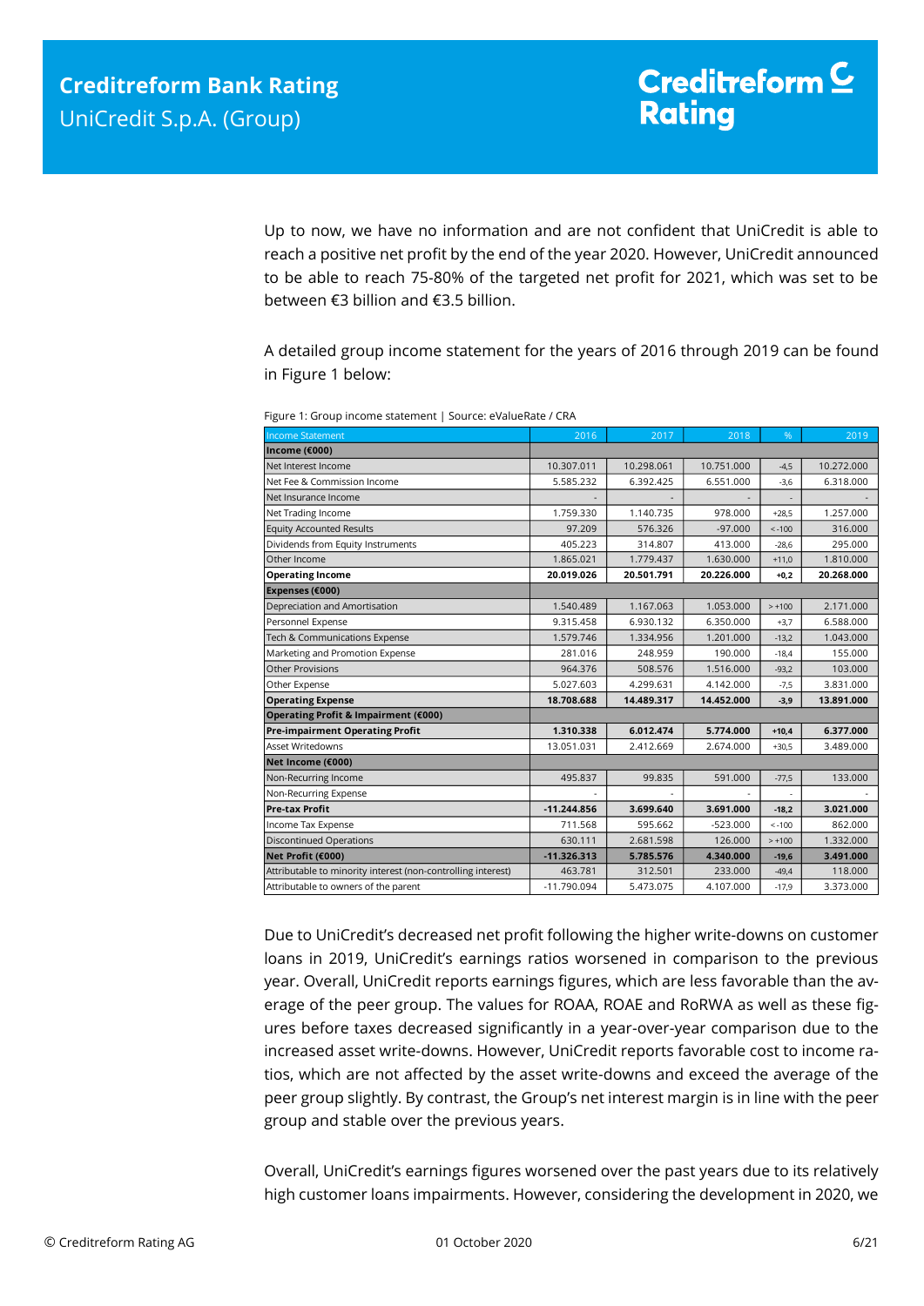Up to now, we have no information and are not confident that UniCredit is able to reach a positive net profit by the end of the year 2020. However, UniCredit announced to be able to reach 75-80% of the targeted net profit for 2021, which was set to be between €3 billion and €3.5 billion.

A detailed group income statement for the years of 2016 through 2019 can be found in Figure 1 below:

Figure 1: Group income statement | Source: eValueRate / CRA

| Income Statement | 2016 | 2017 | 2018 | % | 2019 |
|---|---|---|---|---|---|
| **Income (€000)** | | | | | |
| Net Interest Income | 10.307.011 | 10.298.061 | 10.751.000 | -4,5 | 10.272.000 |
| Net Fee & Commission Income | 5.585.232 | 6.392.425 | 6.551.000 | -3,6 | 6.318.000 |
| Net Insurance Income | - | - | - | - | - |
| Net Trading Income | 1.759.330 | 1.140.735 | 978.000 | +28,5 | 1.257.000 |
| Equity Accounted Results | 97.209 | 576.326 | -97.000 | < -100 | 316.000 |
| Dividends from Equity Instruments | 405.223 | 314.807 | 413.000 | -28,6 | 295.000 |
| Other Income | 1.865.021 | 1.779.437 | 1.630.000 | +11,0 | 1.810.000 |
| **Operating Income** | **20.019.026** | **20.501.791** | **20.226.000** | **+0,2** | **20.268.000** |
| **Expenses (€000)** | | | | | |
| Depreciation and Amortisation | 1.540.489 | 1.167.063 | 1.053.000 | > +100 | 2.171.000 |
| Personnel Expense | 9.315.458 | 6.930.132 | 6.350.000 | +3,7 | 6.588.000 |
| Tech & Communications Expense | 1.579.746 | 1.334.956 | 1.201.000 | -13,2 | 1.043.000 |
| Marketing and Promotion Expense | 281.016 | 248.959 | 190.000 | -18,4 | 155.000 |
| Other Provisions | 964.376 | 508.576 | 1.516.000 | -93,2 | 103.000 |
| Other Expense | 5.027.603 | 4.299.631 | 4.142.000 | -7,5 | 3.831.000 |
| **Operating Expense** | **18.708.688** | **14.489.317** | **14.452.000** | **-3,9** | **13.891.000** |
| **Operating Profit & Impairment (€000)** | | | | | |
| **Pre-impairment Operating Profit** | **1.310.338** | **6.012.474** | **5.774.000** | **+10,4** | **6.377.000** |
| Asset Writedowns | 13.051.031 | 2.412.669 | 2.674.000 | +30,5 | 3.489.000 |
| **Net Income (€000)** | | | | | |
| Non-Recurring Income | 495.837 | 99.835 | 591.000 | -77,5 | 133.000 |
| Non-Recurring Expense | - | - | - | - | - |
| **Pre-tax Profit** | **-11.244.856** | **3.699.640** | **3.691.000** | **-18,2** | **3.021.000** |
| Income Tax Expense | 711.568 | 595.662 | -523.000 | < -100 | 862.000 |
| Discontinued Operations | 630.111 | 2.681.598 | 126.000 | > +100 | 1.332.000 |
| **Net Profit (€000)** | **-11.326.313** | **5.785.576** | **4.340.000** | **-19,6** | **3.491.000** |
| Attributable to minority interest (non-controlling interest) | 463.781 | 312.501 | 233.000 | -49,4 | 118.000 |
| Attributable to owners of the parent | -11.790.094 | 5.473.075 | 4.107.000 | -17,9 | 3.373.000 |

Due to UniCredit's decreased net profit following the higher write-downs on customer loans in 2019, UniCredit's earnings ratios worsened in comparison to the previous year. Overall, UniCredit reports earnings figures, which are less favorable than the average of the peer group. The values for ROAA, ROAE and RoRWA as well as these figures before taxes decreased significantly in a year-over-year comparison due to the increased asset write-downs. However, UniCredit reports favorable cost to income ratios, which are not affected by the asset write-downs and exceed the average of the peer group slightly. By contrast, the Group's net interest margin is in line with the peer group and stable over the previous years.

Overall, UniCredit's earnings figures worsened over the past years due to its relatively high customer loans impairments. However, considering the development in 2020, we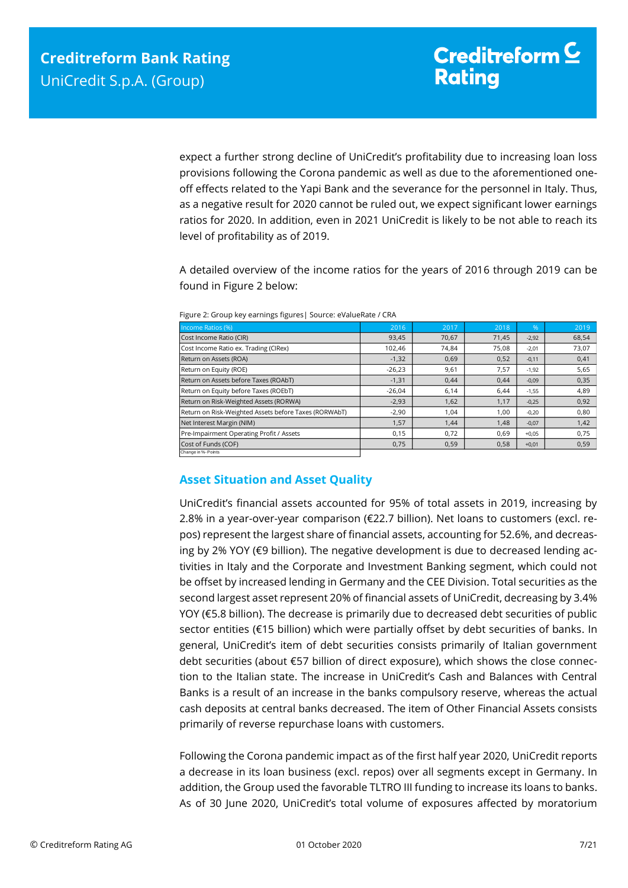expect a further strong decline of UniCredit's profitability due to increasing loan loss provisions following the Corona pandemic as well as due to the aforementioned one-off effects related to the Yapi Bank and the severance for the personnel in Italy. Thus, as a negative result for 2020 cannot be ruled out, we expect significant lower earnings ratios for 2020. In addition, even in 2021 UniCredit is likely to be not able to reach its level of profitability as of 2019.

A detailed overview of the income ratios for the years of 2016 through 2019 can be found in Figure 2 below:

Figure 2: Group key earnings figures| Source: eValueRate / CRA

| Income Ratios (%) | 2016 | 2017 | 2018 | % | 2019 |
|---|---|---|---|---|---|
| Cost Income Ratio (CIR) | 93,45 | 70,67 | 71,45 | -2,92 | 68,54 |
| Cost Income Ratio ex. Trading (CIRex) | 102,46 | 74,84 | 75,08 | -2,01 | 73,07 |
| Return on Assets (ROA) | -1,32 | 0,69 | 0,52 | -0,11 | 0,41 |
| Return on Equity (ROE) | -26,23 | 9,61 | 7,57 | -1,92 | 5,65 |
| Return on Assets before Taxes (ROAbT) | -1,31 | 0,44 | 0,44 | -0,09 | 0,35 |
| Return on Equity before Taxes (ROEbT) | -26,04 | 6,14 | 6,44 | -1,55 | 4,89 |
| Return on Risk-Weighted Assets (RORWA) | -2,93 | 1,62 | 1,17 | -0,25 | 0,92 |
| Return on Risk-Weighted Assets before Taxes (RORWAbT) | -2,90 | 1,04 | 1,00 | -0,20 | 0,80 |
| Net Interest Margin (NIM) | 1,57 | 1,44 | 1,48 | -0,07 | 1,42 |
| Pre-Impairment Operating Profit / Assets | 0,15 | 0,72 | 0,69 | +0,05 | 0,75 |
| Cost of Funds (COF) | 0,75 | 0,59 | 0,58 | +0,01 | 0,59 |

Change in %- Points

## Asset Situation and Asset Quality

UniCredit's financial assets accounted for 95% of total assets in 2019, increasing by 2.8% in a year-over-year comparison (€22.7 billion). Net loans to customers (excl. repos) represent the largest share of financial assets, accounting for 52.6%, and decreasing by 2% YOY (€9 billion). The negative development is due to decreased lending activities in Italy and the Corporate and Investment Banking segment, which could not be offset by increased lending in Germany and the CEE Division. Total securities as the second largest asset represent 20% of financial assets of UniCredit, decreasing by 3.4% YOY (€5.8 billion). The decrease is primarily due to decreased debt securities of public sector entities (€15 billion) which were partially offset by debt securities of banks. In general, UniCredit's item of debt securities consists primarily of Italian government debt securities (about €57 billion of direct exposure), which shows the close connection to the Italian state. The increase in UniCredit's Cash and Balances with Central Banks is a result of an increase in the banks compulsory reserve, whereas the actual cash deposits at central banks decreased. The item of Other Financial Assets consists primarily of reverse repurchase loans with customers.

Following the Corona pandemic impact as of the first half year 2020, UniCredit reports a decrease in its loan business (excl. repos) over all segments except in Germany. In addition, the Group used the favorable TLTRO III funding to increase its loans to banks. As of 30 June 2020, UniCredit's total volume of exposures affected by moratorium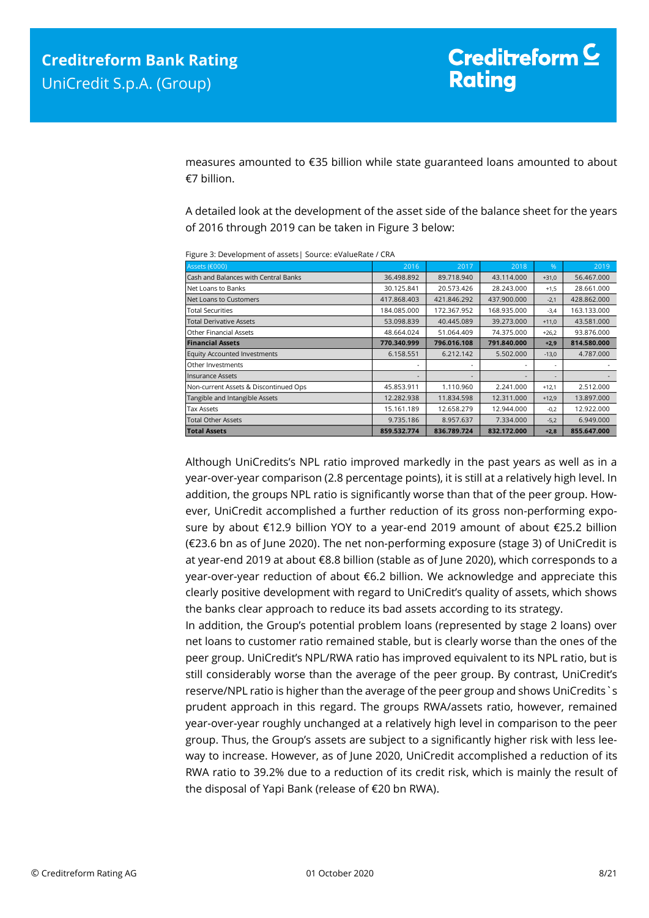measures amounted to €35 billion while state guaranteed loans amounted to about €7 billion.

A detailed look at the development of the asset side of the balance sheet for the years of 2016 through 2019 can be taken in Figure 3 below:

Figure 3: Development of assets| Source: eValueRate / CRA

| Assets (€000) | 2016 | 2017 | 2018 | % | 2019 |
|---|---|---|---|---|---|
| Cash and Balances with Central Banks | 36.498.892 | 89.718.940 | 43.114.000 | +31,0 | 56.467.000 |
| Net Loans to Banks | 30.125.841 | 20.573.426 | 28.243.000 | +1,5 | 28.661.000 |
| Net Loans to Customers | 417.868.403 | 421.846.292 | 437.900.000 | -2,1 | 428.862.000 |
| Total Securities | 184.085.000 | 172.367.952 | 168.935.000 | -3,4 | 163.133.000 |
| Total Derivative Assets | 53.098.839 | 40.445.089 | 39.273.000 | +11,0 | 43.581.000 |
| Other Financial Assets | 48.664.024 | 51.064.409 | 74.375.000 | +26,2 | 93.876.000 |
| **Financial Assets** | **770.340.999** | **796.016.108** | **791.840.000** | **+2,9** | **814.580.000** |
| Equity Accounted Investments | 6.158.551 | 6.212.142 | 5.502.000 | -13,0 | 4.787.000 |
| Other Investments | - | - | - | - | - |
| Insurance Assets | - | - | - | - | - |
| Non-current Assets & Discontinued Ops | 45.853.911 | 1.110.960 | 2.241.000 | +12,1 | 2.512.000 |
| Tangible and Intangible Assets | 12.282.938 | 11.834.598 | 12.311.000 | +12,9 | 13.897.000 |
| Tax Assets | 15.161.189 | 12.658.279 | 12.944.000 | -0,2 | 12.922.000 |
| Total Other Assets | 9.735.186 | 8.957.637 | 7.334.000 | -5,2 | 6.949.000 |
| **Total Assets** | **859.532.774** | **836.789.724** | **832.172.000** | **+2,8** | **855.647.000** |

Although UniCredits's NPL ratio improved markedly in the past years as well as in a year-over-year comparison (2.8 percentage points), it is still at a relatively high level. In addition, the groups NPL ratio is significantly worse than that of the peer group. However, UniCredit accomplished a further reduction of its gross non-performing exposure by about €12.9 billion YOY to a year-end 2019 amount of about €25.2 billion (€23.6 bn as of June 2020). The net non-performing exposure (stage 3) of UniCredit is at year-end 2019 at about €8.8 billion (stable as of June 2020), which corresponds to a year-over-year reduction of about €6.2 billion. We acknowledge and appreciate this clearly positive development with regard to UniCredit's quality of assets, which shows the banks clear approach to reduce its bad assets according to its strategy.

In addition, the Group's potential problem loans (represented by stage 2 loans) over net loans to customer ratio remained stable, but is clearly worse than the ones of the peer group. UniCredit's NPL/RWA ratio has improved equivalent to its NPL ratio, but is still considerably worse than the average of the peer group. By contrast, UniCredit's reserve/NPL ratio is higher than the average of the peer group and shows UniCredits`s prudent approach in this regard. The groups RWA/assets ratio, however, remained year-over-year roughly unchanged at a relatively high level in comparison to the peer group. Thus, the Group's assets are subject to a significantly higher risk with less leeway to increase. However, as of June 2020, UniCredit accomplished a reduction of its RWA ratio to 39.2% due to a reduction of its credit risk, which is mainly the result of the disposal of Yapi Bank (release of €20 bn RWA).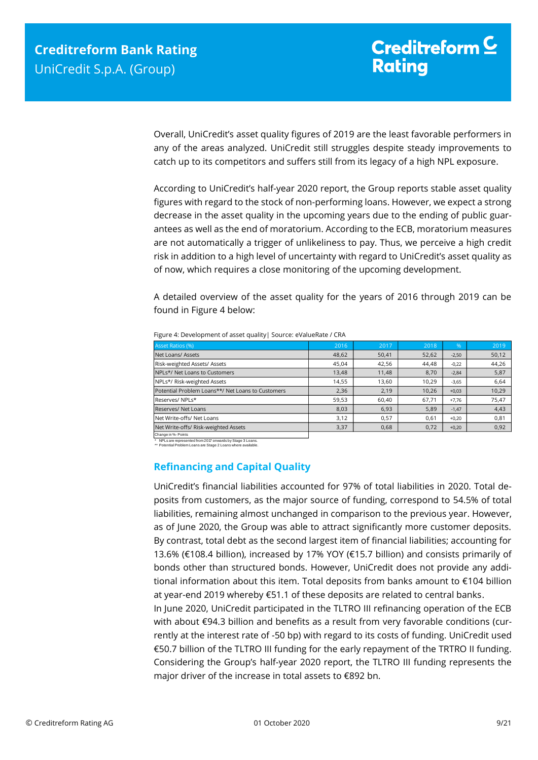Overall, UniCredit's asset quality figures of 2019 are the least favorable performers in any of the areas analyzed. UniCredit still struggles despite steady improvements to catch up to its competitors and suffers still from its legacy of a high NPL exposure.

According to UniCredit's half-year 2020 report, the Group reports stable asset quality figures with regard to the stock of non-performing loans. However, we expect a strong decrease in the asset quality in the upcoming years due to the ending of public guarantees as well as the end of moratorium. According to the ECB, moratorium measures are not automatically a trigger of unlikeliness to pay. Thus, we perceive a high credit risk in addition to a high level of uncertainty with regard to UniCredit's asset quality as of now, which requires a close monitoring of the upcoming development.

A detailed overview of the asset quality for the years of 2016 through 2019 can be found in Figure 4 below:

Figure 4: Development of asset quality| Source: eValueRate / CRA

| Asset Ratios (%) | 2016 | 2017 | 2018 | % | 2019 |
|---|---|---|---|---|---|
| Net Loans/ Assets | 48,62 | 50,41 | 52,62 | -2,50 | 50,12 |
| Risk-weighted Assets/ Assets | 45,04 | 42,56 | 44,48 | -0,22 | 44,26 |
| NPLs*/ Net Loans to Customers | 13,48 | 11,48 | 8,70 | -2,84 | 5,87 |
| NPLs*/ Risk-weighted Assets | 14,55 | 13,60 | 10,29 | -3,65 | 6,64 |
| Potential Problem Loans**/ Net Loans to Customers | 2,36 | 2,19 | 10,26 | +0,03 | 10,29 |
| Reserves/ NPLs* | 59,53 | 60,40 | 67,71 | +7,76 | 75,47 |
| Reserves/ Net Loans | 8,03 | 6,93 | 5,89 | -1,47 | 4,43 |
| Net Write-offs/ Net Loans | 3,12 | 0,57 | 0,61 | +0,20 | 0,81 |
| Net Write-offs/ Risk-weighted Assets | 3,37 | 0,68 | 0,72 | +0,20 | 0,92 |

Change in %- Points

\* NPLs are represented from 2017 onwards by Stage 3 Loans.
\*\* Potential Problem Loans are Stage 2 Loans where available.

## Refinancing and Capital Quality

UniCredit's financial liabilities accounted for 97% of total liabilities in 2020. Total deposits from customers, as the major source of funding, correspond to 54.5% of total liabilities, remaining almost unchanged in comparison to the previous year. However, as of June 2020, the Group was able to attract significantly more customer deposits. By contrast, total debt as the second largest item of financial liabilities; accounting for 13.6% (€108.4 billion), increased by 17% YOY (€15.7 billion) and consists primarily of bonds other than structured bonds. However, UniCredit does not provide any additional information about this item. Total deposits from banks amount to €104 billion at year-end 2019 whereby €51.1 of these deposits are related to central banks.

In June 2020, UniCredit participated in the TLTRO III refinancing operation of the ECB with about €94.3 billion and benefits as a result from very favorable conditions (currently at the interest rate of -50 bp) with regard to its costs of funding. UniCredit used €50.7 billion of the TLTRO III funding for the early repayment of the TRTRO II funding. Considering the Group's half-year 2020 report, the TLTRO III funding represents the major driver of the increase in total assets to €892 bn.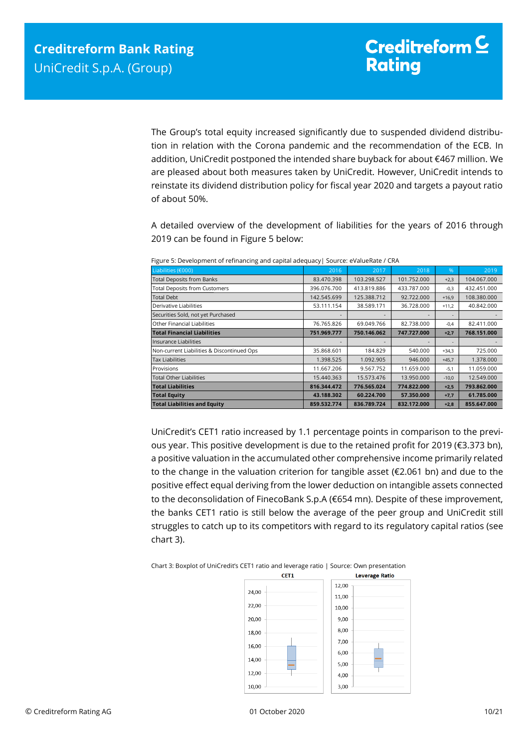The Group's total equity increased significantly due to suspended dividend distribution in relation with the Corona pandemic and the recommendation of the ECB. In addition, UniCredit postponed the intended share buyback for about €467 million. We are pleased about both measures taken by UniCredit. However, UniCredit intends to reinstate its dividend distribution policy for fiscal year 2020 and targets a payout ratio of about 50%.

A detailed overview of the development of liabilities for the years of 2016 through 2019 can be found in Figure 5 below:

Figure 5: Development of refinancing and capital adequacy| Source: eValueRate / CRA

| Liabilities (€000) | 2016 | 2017 | 2018 | % | 2019 |
|---|---|---|---|---|---|
| Total Deposits from Banks | 83.470.398 | 103.298.527 | 101.752.000 | +2,3 | 104.067.000 |
| Total Deposits from Customers | 396.076.700 | 413.819.886 | 433.787.000 | -0,3 | 432.451.000 |
| Total Debt | 142.545.699 | 125.388.712 | 92.722.000 | +16,9 | 108.380.000 |
| Derivative Liabilities | 53.111.154 | 38.589.171 | 36.728.000 | +11,2 | 40.842.000 |
| Securities Sold, not yet Purchased | - | - | - | - | - |
| Other Financial Liabilities | 76.765.826 | 69.049.766 | 82.738.000 | -0,4 | 82.411.000 |
| **Total Financial Liabilities** | **751.969.777** | **750.146.062** | **747.727.000** | **+2,7** | **768.151.000** |
| Insurance Liabilities | - | - | - | - | - |
| Non-current Liabilities & Discontinued Ops | 35.868.601 | 184.829 | 540.000 | +34,3 | 725.000 |
| Tax Liabilities | 1.398.525 | 1.092.905 | 946.000 | +45,7 | 1.378.000 |
| Provisions | 11.667.206 | 9.567.752 | 11.659.000 | -5,1 | 11.059.000 |
| Total Other Liabilities | 15.440.363 | 15.573.476 | 13.950.000 | -10,0 | 12.549.000 |
| **Total Liabilities** | **816.344.472** | **776.565.024** | **774.822.000** | **+2,5** | **793.862.000** |
| **Total Equity** | **43.188.302** | **60.224.700** | **57.350.000** | **+7,7** | **61.785.000** |
| **Total Liabilities and Equity** | **859.532.774** | **836.789.724** | **832.172.000** | **+2,8** | **855.647.000** |

UniCredit's CET1 ratio increased by 1.1 percentage points in comparison to the previous year. This positive development is due to the retained profit for 2019 (€3.373 bn), a positive valuation in the accumulated other comprehensive income primarily related to the change in the valuation criterion for tangible asset (€2.061 bn) and due to the positive effect equal deriving from the lower deduction on intangible assets connected to the deconsolidation of FinecoBank S.p.A (€654 mn). Despite of these improvement, the banks CET1 ratio is still below the average of the peer group and UniCredit still struggles to catch up to its competitors with regard to its regulatory capital ratios (see chart 3).

Chart 3: Boxplot of UniCredit's CET1 ratio and leverage ratio | Source: Own presentation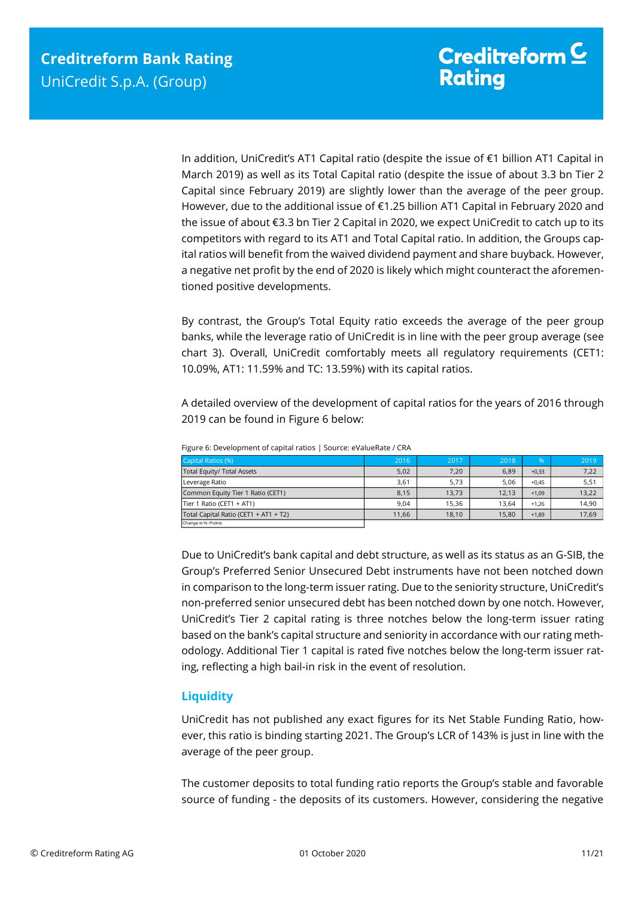In addition, UniCredit's AT1 Capital ratio (despite the issue of €1 billion AT1 Capital in March 2019) as well as its Total Capital ratio (despite the issue of about 3.3 bn Tier 2 Capital since February 2019) are slightly lower than the average of the peer group. However, due to the additional issue of €1.25 billion AT1 Capital in February 2020 and the issue of about €3.3 bn Tier 2 Capital in 2020, we expect UniCredit to catch up to its competitors with regard to its AT1 and Total Capital ratio. In addition, the Groups capital ratios will benefit from the waived dividend payment and share buyback. However, a negative net profit by the end of 2020 is likely which might counteract the aforementioned positive developments.

By contrast, the Group's Total Equity ratio exceeds the average of the peer group banks, while the leverage ratio of UniCredit is in line with the peer group average (see chart 3). Overall, UniCredit comfortably meets all regulatory requirements (CET1: 10.09%, AT1: 11.59% and TC: 13.59%) with its capital ratios.

A detailed overview of the development of capital ratios for the years of 2016 through 2019 can be found in Figure 6 below:

Figure 6: Development of capital ratios | Source: eValueRate / CRA

| Capital Ratios (%) | 2016 | 2017 | 2018 | % | 2019 |
|---|---|---|---|---|---|
| Total Equity/ Total Assets | 5,02 | 7,20 | 6,89 | +0,33 | 7,22 |
| Leverage Ratio | 3,61 | 5,73 | 5,06 | +0,45 | 5,51 |
| Common Equity Tier 1 Ratio (CET1) | 8,15 | 13,73 | 12,13 | +1,09 | 13,22 |
| Tier 1 Ratio (CET1 + AT1) | 9,04 | 15,36 | 13,64 | +1,26 | 14,90 |
| Total Capital Ratio (CET1 + AT1 + T2) | 11,66 | 18,10 | 15,80 | +1,89 | 17,69 |

Change in %- Points

Due to UniCredit's bank capital and debt structure, as well as its status as an G-SIB, the Group's Preferred Senior Unsecured Debt instruments have not been notched down in comparison to the long-term issuer rating. Due to the seniority structure, UniCredit's non-preferred senior unsecured debt has been notched down by one notch. However, UniCredit's Tier 2 capital rating is three notches below the long-term issuer rating based on the bank's capital structure and seniority in accordance with our rating methodology. Additional Tier 1 capital is rated five notches below the long-term issuer rating, reflecting a high bail-in risk in the event of resolution.

## Liquidity

UniCredit has not published any exact figures for its Net Stable Funding Ratio, however, this ratio is binding starting 2021. The Group's LCR of 143% is just in line with the average of the peer group.

The customer deposits to total funding ratio reports the Group's stable and favorable source of funding - the deposits of its customers. However, considering the negative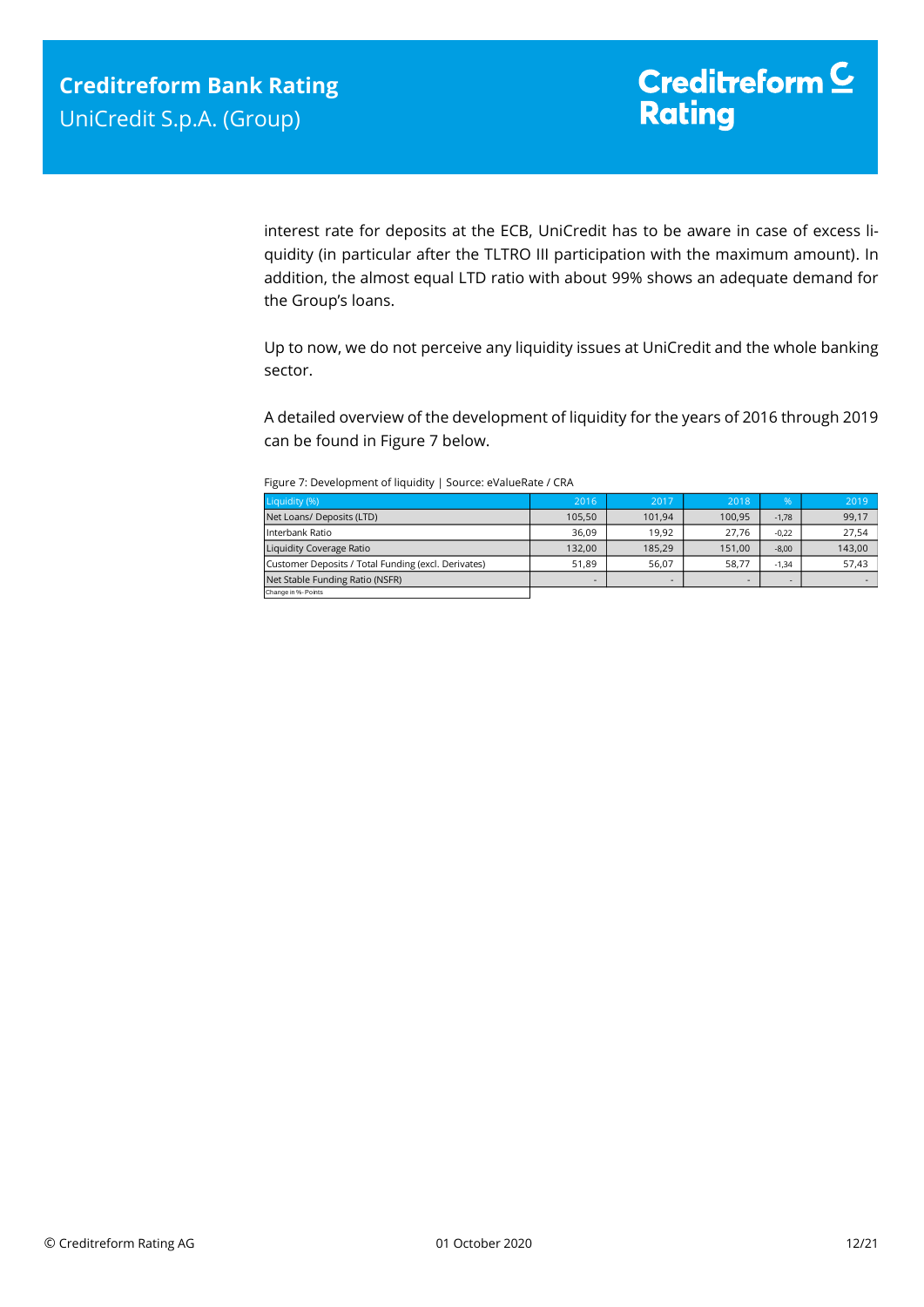interest rate for deposits at the ECB, UniCredit has to be aware in case of excess liquidity (in particular after the TLTRO III participation with the maximum amount). In addition, the almost equal LTD ratio with about 99% shows an adequate demand for the Group's loans.

Up to now, we do not perceive any liquidity issues at UniCredit and the whole banking sector.

A detailed overview of the development of liquidity for the years of 2016 through 2019 can be found in Figure 7 below.

Figure 7: Development of liquidity | Source: eValueRate / CRA

| Liquidity (%) | 2016 | 2017 | 2018 | % | 2019 |
|---|---|---|---|---|---|
| Net Loans/ Deposits (LTD) | 105,50 | 101,94 | 100,95 | -1,78 | 99,17 |
| Interbank Ratio | 36,09 | 19,92 | 27,76 | -0,22 | 27,54 |
| Liquidity Coverage Ratio | 132,00 | 185,29 | 151,00 | -8,00 | 143,00 |
| Customer Deposits / Total Funding (excl. Derivates) | 51,89 | 56,07 | 58,77 | -1,34 | 57,43 |
| Net Stable Funding Ratio (NSFR) | - | - | - | - | - |

Change in %- Points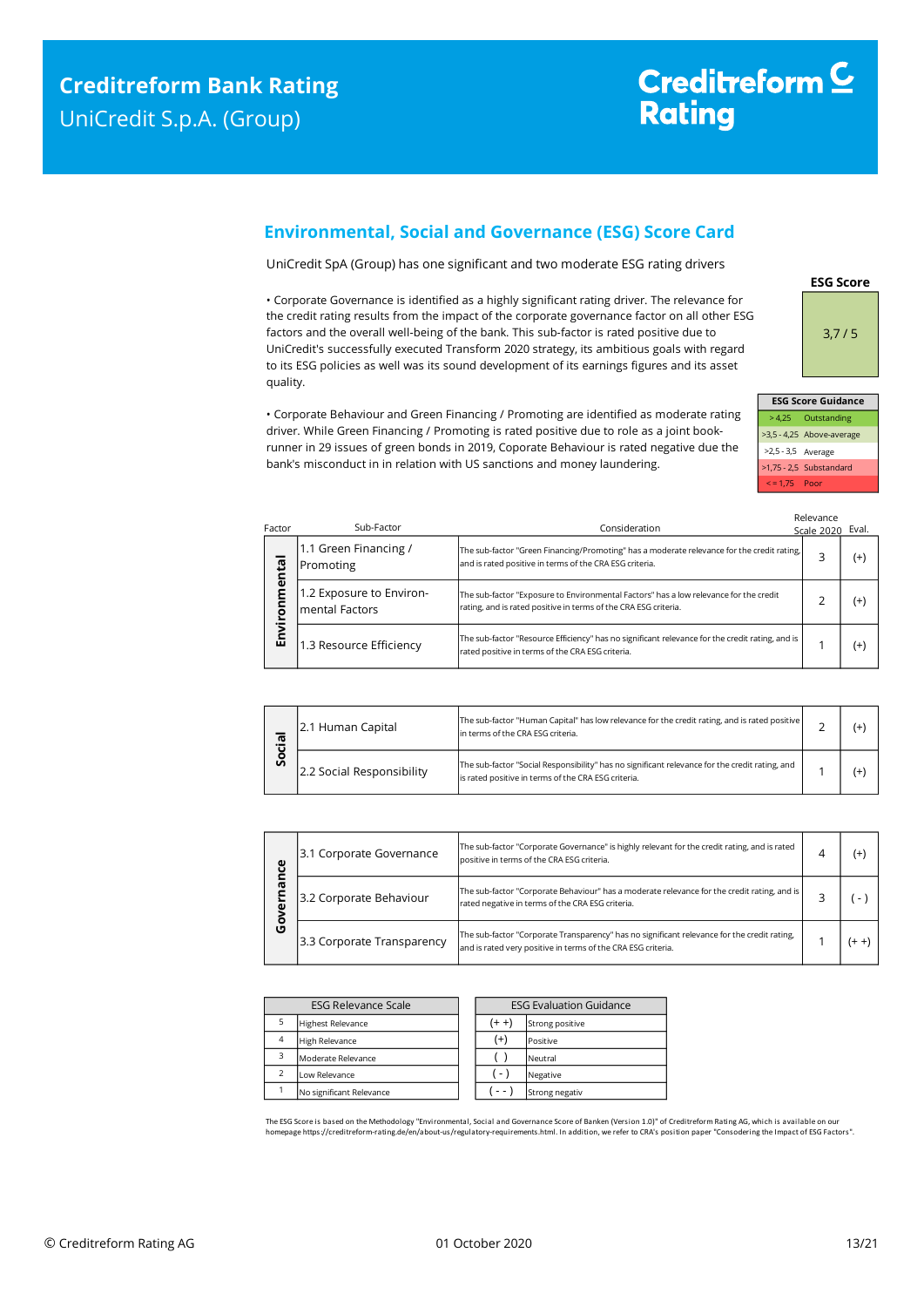## Environmental, Social and Governance (ESG) Score Card

UniCredit SpA (Group) has one significant and two moderate ESG rating drivers

• Corporate Governance is identified as a highly significant rating driver. The relevance for the credit rating results from the impact of the corporate governance factor on all other ESG factors and the overall well-being of the bank. This sub-factor is rated positive due to UniCredit's successfully executed Transform 2020 strategy, its ambitious goals with regard to its ESG policies as well was its sound development of its earnings figures and its asset quality.

• Corporate Behaviour and Green Financing / Promoting are identified as moderate rating driver. While Green Financing / Promoting is rated positive due to role as a joint book-runner in 29 issues of green bonds in 2019, Coporate Behaviour is rated negative due the bank's misconduct in in relation with US sanctions and money laundering.

**ESG Score**

3,7 / 5

| ESG Score Guidance | |
|---|---|
| > 4,25 | Outstanding |
| >3,5 - 4,25 | Above-average |
| >2,5 - 3,5 | Average |
| >1,75 - 2,5 | Substandard |
| < = 1,75 | Poor |

| Factor | Sub-Factor | Consideration | Relevance Scale 2020 | Eval. |
|---|---|---|---|---|
| Environmental | 1.1 Green Financing / Promoting | The sub-factor "Green Financing/Promoting" has a moderate relevance for the credit rating, and is rated positive in terms of the CRA ESG criteria. | 3 | (+) |
| | 1.2 Exposure to Environ-mental Factors | The sub-factor "Exposure to Environmental Factors" has a low relevance for the credit rating, and is rated positive in terms of the CRA ESG criteria. | 2 | (+) |
| | 1.3 Resource Efficiency | The sub-factor "Resource Efficiency" has no significant relevance for the credit rating, and is rated positive in terms of the CRA ESG criteria. | 1 | (+) |
| Social | 2.1 Human Capital | The sub-factor "Human Capital" has low relevance for the credit rating, and is rated positive in terms of the CRA ESG criteria. | 2 | (+) |
| | 2.2 Social Responsibility | The sub-factor "Social Responsibility" has no significant relevance for the credit rating, and is rated positive in terms of the CRA ESG criteria. | 1 | (+) |
| Governance | 3.1 Corporate Governance | The sub-factor "Corporate Governance" is highly relevant for the credit rating, and is rated positive in terms of the CRA ESG criteria. | 4 | (+) |
| | 3.2 Corporate Behaviour | The sub-factor "Corporate Behaviour" has a moderate relevance for the credit rating, and is rated negative in terms of the CRA ESG criteria. | 3 | ( - ) |
| | 3.3 Corporate Transparency | The sub-factor "Corporate Transparency" has no significant relevance for the credit rating, and is rated very positive in terms of the CRA ESG criteria. | 1 | (+ +) |

| ESG Relevance Scale | |
|---|---|
| 5 | Highest Relevance |
| 4 | High Relevance |
| 3 | Moderate Relevance |
| 2 | Low Relevance |
| 1 | No significant Relevance |

| ESG Evaluation Guidance | |
|---|---|
| (+ +) | Strong positive |
| (+) | Positive |
| ( ) | Neutral |
| ( - ) | Negative |
| ( - - ) | Strong negativ |

The ESG Score is based on the Methodology "Environmental, Social and Governance Score of Banken (Version 1.0)" of Creditreform Rating AG, which is available on our homepage https://creditreform-rating.de/en/about-us/regulatory-requirements.html. In addition, we refer to CRA's position paper "Consodering the Impact of ESG Factors".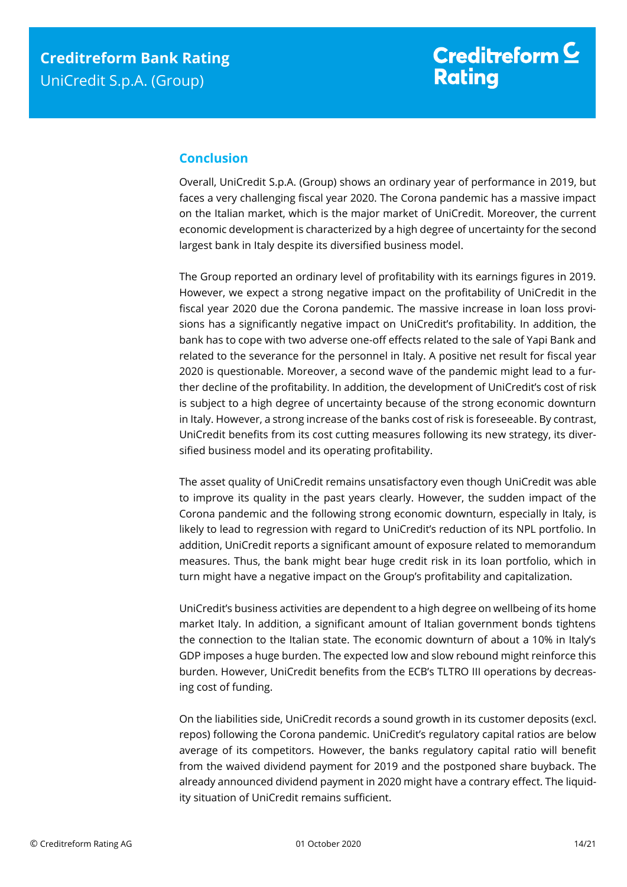## Conclusion

Overall, UniCredit S.p.A. (Group) shows an ordinary year of performance in 2019, but faces a very challenging fiscal year 2020. The Corona pandemic has a massive impact on the Italian market, which is the major market of UniCredit. Moreover, the current economic development is characterized by a high degree of uncertainty for the second largest bank in Italy despite its diversified business model.

The Group reported an ordinary level of profitability with its earnings figures in 2019. However, we expect a strong negative impact on the profitability of UniCredit in the fiscal year 2020 due the Corona pandemic. The massive increase in loan loss provisions has a significantly negative impact on UniCredit's profitability. In addition, the bank has to cope with two adverse one-off effects related to the sale of Yapi Bank and related to the severance for the personnel in Italy. A positive net result for fiscal year 2020 is questionable. Moreover, a second wave of the pandemic might lead to a further decline of the profitability. In addition, the development of UniCredit's cost of risk is subject to a high degree of uncertainty because of the strong economic downturn in Italy. However, a strong increase of the banks cost of risk is foreseeable. By contrast, UniCredit benefits from its cost cutting measures following its new strategy, its diversified business model and its operating profitability.

The asset quality of UniCredit remains unsatisfactory even though UniCredit was able to improve its quality in the past years clearly. However, the sudden impact of the Corona pandemic and the following strong economic downturn, especially in Italy, is likely to lead to regression with regard to UniCredit's reduction of its NPL portfolio. In addition, UniCredit reports a significant amount of exposure related to memorandum measures. Thus, the bank might bear huge credit risk in its loan portfolio, which in turn might have a negative impact on the Group's profitability and capitalization.

UniCredit's business activities are dependent to a high degree on wellbeing of its home market Italy. In addition, a significant amount of Italian government bonds tightens the connection to the Italian state. The economic downturn of about a 10% in Italy's GDP imposes a huge burden. The expected low and slow rebound might reinforce this burden. However, UniCredit benefits from the ECB's TLTRO III operations by decreasing cost of funding.

On the liabilities side, UniCredit records a sound growth in its customer deposits (excl. repos) following the Corona pandemic. UniCredit's regulatory capital ratios are below average of its competitors. However, the banks regulatory capital ratio will benefit from the waived dividend payment for 2019 and the postponed share buyback. The already announced dividend payment in 2020 might have a contrary effect. The liquidity situation of UniCredit remains sufficient.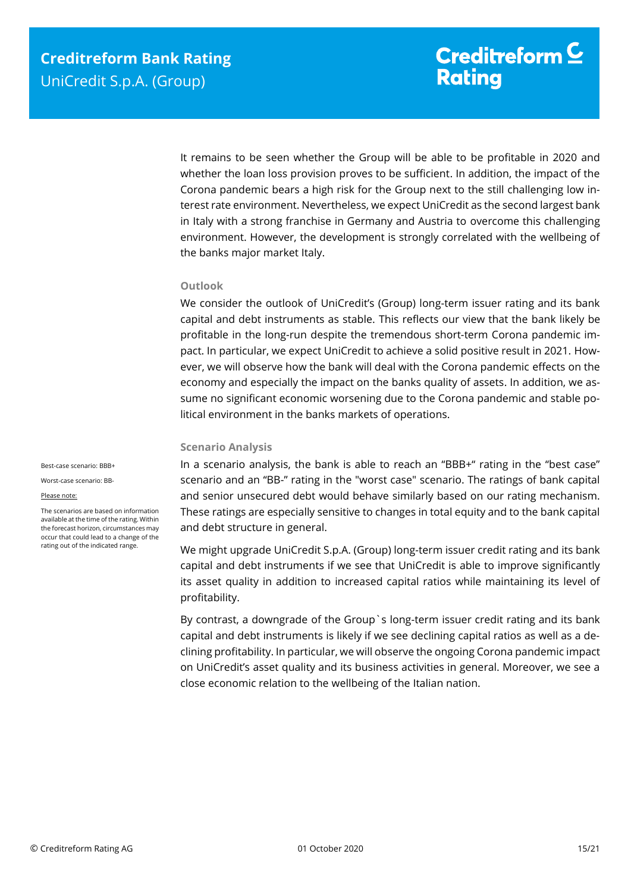It remains to be seen whether the Group will be able to be profitable in 2020 and whether the loan loss provision proves to be sufficient. In addition, the impact of the Corona pandemic bears a high risk for the Group next to the still challenging low interest rate environment. Nevertheless, we expect UniCredit as the second largest bank in Italy with a strong franchise in Germany and Austria to overcome this challenging environment. However, the development is strongly correlated with the wellbeing of the banks major market Italy.

### Outlook

We consider the outlook of UniCredit's (Group) long-term issuer rating and its bank capital and debt instruments as stable. This reflects our view that the bank likely be profitable in the long-run despite the tremendous short-term Corona pandemic impact. In particular, we expect UniCredit to achieve a solid positive result in 2021. However, we will observe how the bank will deal with the Corona pandemic effects on the economy and especially the impact on the banks quality of assets. In addition, we assume no significant economic worsening due to the Corona pandemic and stable political environment in the banks markets of operations.

### Scenario Analysis

Best-case scenario: BBB+

Worst-case scenario: BB-

Please note:

The scenarios are based on information available at the time of the rating. Within the forecast horizon, circumstances may occur that could lead to a change of the rating out of the indicated range.

In a scenario analysis, the bank is able to reach an "BBB+" rating in the "best case" scenario and an "BB-" rating in the "worst case" scenario. The ratings of bank capital and senior unsecured debt would behave similarly based on our rating mechanism. These ratings are especially sensitive to changes in total equity and to the bank capital and debt structure in general.

We might upgrade UniCredit S.p.A. (Group) long-term issuer credit rating and its bank capital and debt instruments if we see that UniCredit is able to improve significantly its asset quality in addition to increased capital ratios while maintaining its level of profitability.

By contrast, a downgrade of the Group`s long-term issuer credit rating and its bank capital and debt instruments is likely if we see declining capital ratios as well as a declining profitability. In particular, we will observe the ongoing Corona pandemic impact on UniCredit's asset quality and its business activities in general. Moreover, we see a close economic relation to the wellbeing of the Italian nation.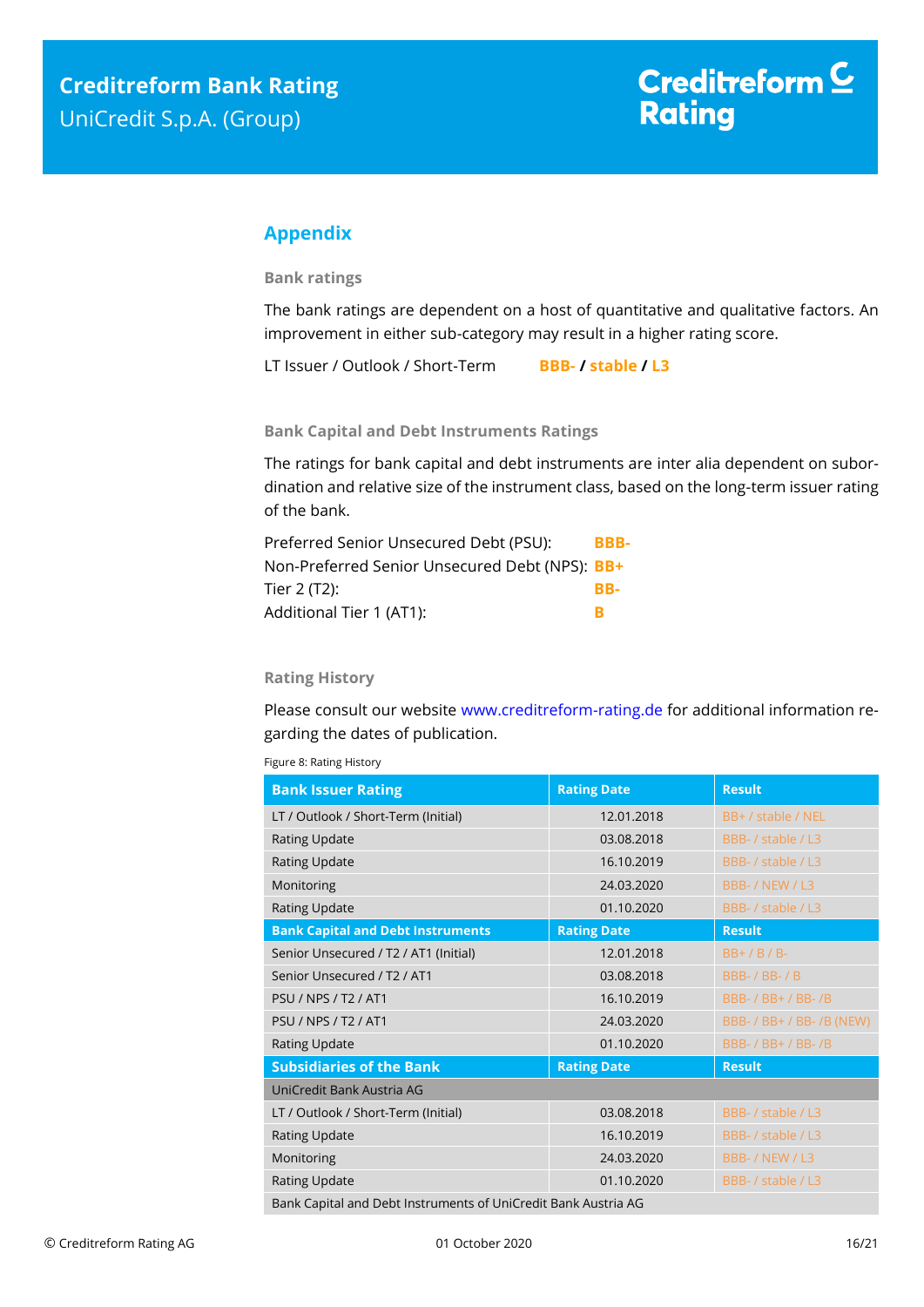## Appendix

### Bank ratings

The bank ratings are dependent on a host of quantitative and qualitative factors. An improvement in either sub-category may result in a higher rating score.

LT Issuer / Outlook / Short-Term **BBB- / stable / L3**

### Bank Capital and Debt Instruments Ratings

The ratings for bank capital and debt instruments are inter alia dependent on subordination and relative size of the instrument class, based on the long-term issuer rating of the bank.

| | |
|---|---|
| Preferred Senior Unsecured Debt (PSU): | **BBB-** |
| Non-Preferred Senior Unsecured Debt (NPS): | **BB+** |
| Tier 2 (T2): | **BB-** |
| Additional Tier 1 (AT1): | **B** |

### Rating History

Please consult our website www.creditreform-rating.de for additional information regarding the dates of publication.

Figure 8: Rating History

| Bank Issuer Rating | Rating Date | Result |
|---|---|---|
| LT / Outlook / Short-Term (Initial) | 12.01.2018 | BB+ / stable / NEL |
| Rating Update | 03.08.2018 | BBB- / stable / L3 |
| Rating Update | 16.10.2019 | BBB- / stable / L3 |
| Monitoring | 24.03.2020 | BBB- / NEW / L3 |
| Rating Update | 01.10.2020 | BBB- / stable / L3 |
| **Bank Capital and Debt Instruments** | **Rating Date** | **Result** |
| Senior Unsecured / T2 / AT1 (Initial) | 12.01.2018 | BB+ / B / B- |
| Senior Unsecured / T2 / AT1 | 03.08.2018 | BBB- / BB- / B |
| PSU / NPS / T2 / AT1 | 16.10.2019 | BBB- / BB+ / BB- /B |
| PSU / NPS / T2 / AT1 | 24.03.2020 | BBB- / BB+ / BB- /B (NEW) |
| Rating Update | 01.10.2020 | BBB- / BB+ / BB- /B |
| **Subsidiaries of the Bank** | **Rating Date** | **Result** |
| UniCredit Bank Austria AG | | |
| LT / Outlook / Short-Term (Initial) | 03.08.2018 | BBB- / stable / L3 |
| Rating Update | 16.10.2019 | BBB- / stable / L3 |
| Monitoring | 24.03.2020 | BBB- / NEW / L3 |
| Rating Update | 01.10.2020 | BBB- / stable / L3 |
| Bank Capital and Debt Instruments of UniCredit Bank Austria AG | | |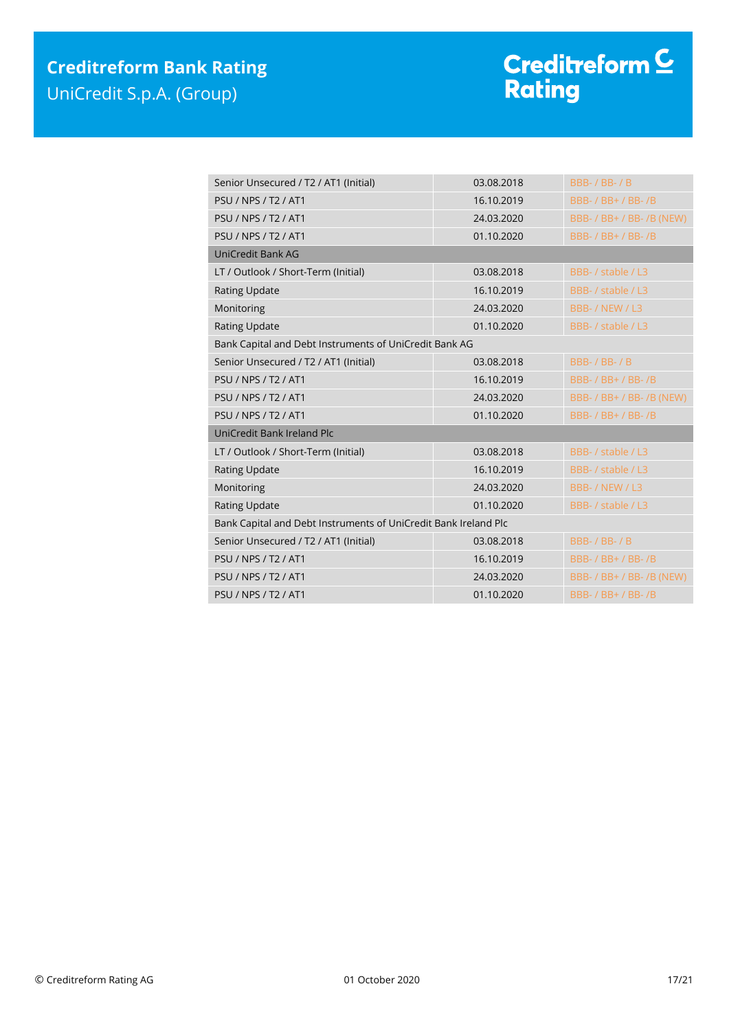| | | |
|---|---|---|
| Senior Unsecured / T2 / AT1 (Initial) | 03.08.2018 | BBB- / BB- / B |
| PSU / NPS / T2 / AT1 | 16.10.2019 | BBB- / BB+ / BB- /B |
| PSU / NPS / T2 / AT1 | 24.03.2020 | BBB- / BB+ / BB- /B (NEW) |
| PSU / NPS / T2 / AT1 | 01.10.2020 | BBB- / BB+ / BB- /B |
| UniCredit Bank AG | | |
| LT / Outlook / Short-Term (Initial) | 03.08.2018 | BBB- / stable / L3 |
| Rating Update | 16.10.2019 | BBB- / stable / L3 |
| Monitoring | 24.03.2020 | BBB- / NEW / L3 |
| Rating Update | 01.10.2020 | BBB- / stable / L3 |
| Bank Capital and Debt Instruments of UniCredit Bank AG | | |
| Senior Unsecured / T2 / AT1 (Initial) | 03.08.2018 | BBB- / BB- / B |
| PSU / NPS / T2 / AT1 | 16.10.2019 | BBB- / BB+ / BB- /B |
| PSU / NPS / T2 / AT1 | 24.03.2020 | BBB- / BB+ / BB- /B (NEW) |
| PSU / NPS / T2 / AT1 | 01.10.2020 | BBB- / BB+ / BB- /B |
| UniCredit Bank Ireland Plc | | |
| LT / Outlook / Short-Term (Initial) | 03.08.2018 | BBB- / stable / L3 |
| Rating Update | 16.10.2019 | BBB- / stable / L3 |
| Monitoring | 24.03.2020 | BBB- / NEW / L3 |
| Rating Update | 01.10.2020 | BBB- / stable / L3 |
| Bank Capital and Debt Instruments of UniCredit Bank Ireland Plc | | |
| Senior Unsecured / T2 / AT1 (Initial) | 03.08.2018 | BBB- / BB- / B |
| PSU / NPS / T2 / AT1 | 16.10.2019 | BBB- / BB+ / BB- /B |
| PSU / NPS / T2 / AT1 | 24.03.2020 | BBB- / BB+ / BB- /B (NEW) |
| PSU / NPS / T2 / AT1 | 01.10.2020 | BBB- / BB+ / BB- /B |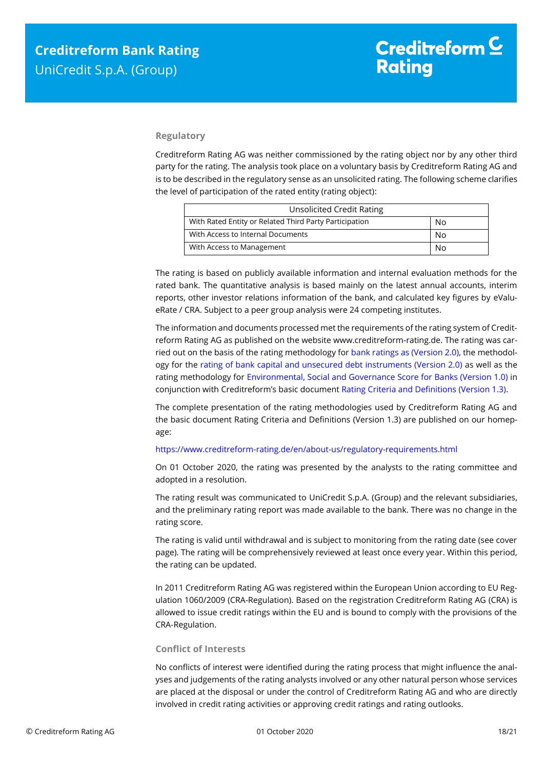## Regulatory

Creditreform Rating AG was neither commissioned by the rating object nor by any other third party for the rating. The analysis took place on a voluntary basis by Creditreform Rating AG and is to be described in the regulatory sense as an unsolicited rating. The following scheme clarifies the level of participation of the rated entity (rating object):

| Unsolicited Credit Rating | |
|---|---|
| With Rated Entity or Related Third Party Participation | No |
| With Access to Internal Documents | No |
| With Access to Management | No |

The rating is based on publicly available information and internal evaluation methods for the rated bank. The quantitative analysis is based mainly on the latest annual accounts, interim reports, other investor relations information of the bank, and calculated key figures by eValueRate / CRA. Subject to a peer group analysis were 24 competing institutes.

The information and documents processed met the requirements of the rating system of Creditreform Rating AG as published on the website www.creditreform-rating.de. The rating was carried out on the basis of the rating methodology for bank ratings as (Version 2.0), the methodology for the rating of bank capital and unsecured debt instruments (Version 2.0) as well as the rating methodology for Environmental, Social and Governance Score for Banks (Version 1.0) in conjunction with Creditreform's basic document Rating Criteria and Definitions (Version 1.3).

The complete presentation of the rating methodologies used by Creditreform Rating AG and the basic document Rating Criteria and Definitions (Version 1.3) are published on our homepage:

https://www.creditreform-rating.de/en/about-us/regulatory-requirements.html

On 01 October 2020, the rating was presented by the analysts to the rating committee and adopted in a resolution.

The rating result was communicated to UniCredit S.p.A. (Group) and the relevant subsidiaries, and the preliminary rating report was made available to the bank. There was no change in the rating score.

The rating is valid until withdrawal and is subject to monitoring from the rating date (see cover page). The rating will be comprehensively reviewed at least once every year. Within this period, the rating can be updated.

In 2011 Creditreform Rating AG was registered within the European Union according to EU Regulation 1060/2009 (CRA-Regulation). Based on the registration Creditreform Rating AG (CRA) is allowed to issue credit ratings within the EU and is bound to comply with the provisions of the CRA-Regulation.

## Conflict of Interests

No conflicts of interest were identified during the rating process that might influence the analyses and judgements of the rating analysts involved or any other natural person whose services are placed at the disposal or under the control of Creditreform Rating AG and who are directly involved in credit rating activities or approving credit ratings and rating outlooks.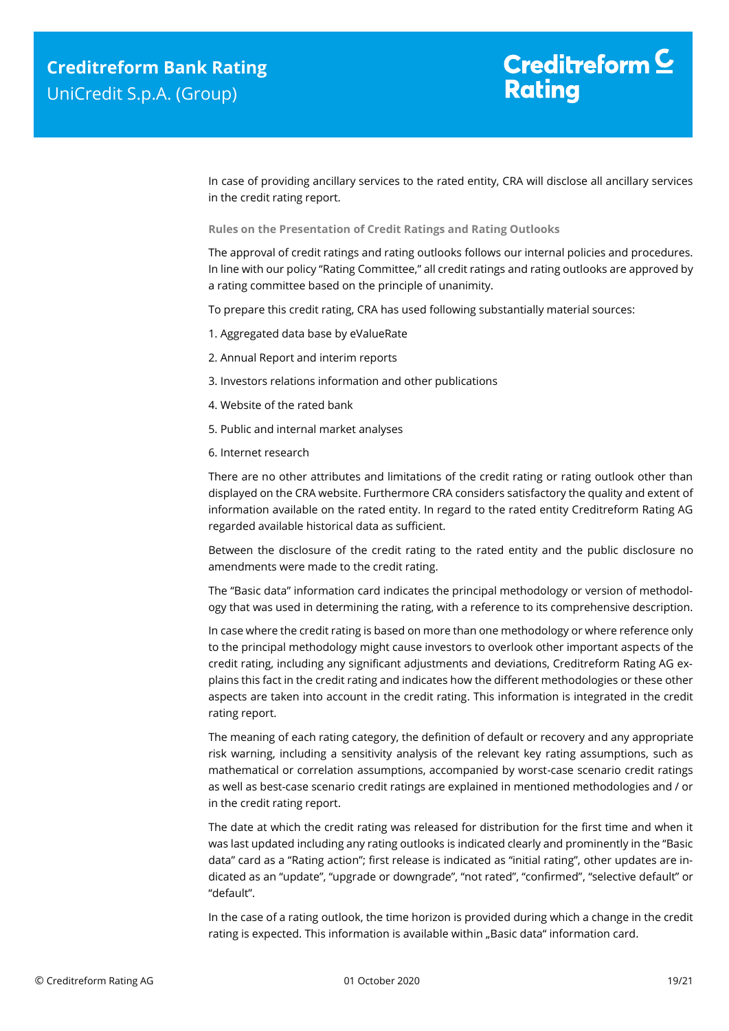In case of providing ancillary services to the rated entity, CRA will disclose all ancillary services in the credit rating report.

**Rules on the Presentation of Credit Ratings and Rating Outlooks**

The approval of credit ratings and rating outlooks follows our internal policies and procedures. In line with our policy "Rating Committee," all credit ratings and rating outlooks are approved by a rating committee based on the principle of unanimity.

To prepare this credit rating, CRA has used following substantially material sources:

1. Aggregated data base by eValueRate
2. Annual Report and interim reports
3. Investors relations information and other publications
4. Website of the rated bank
5. Public and internal market analyses
6. Internet research

There are no other attributes and limitations of the credit rating or rating outlook other than displayed on the CRA website. Furthermore CRA considers satisfactory the quality and extent of information available on the rated entity. In regard to the rated entity Creditreform Rating AG regarded available historical data as sufficient.

Between the disclosure of the credit rating to the rated entity and the public disclosure no amendments were made to the credit rating.

The "Basic data" information card indicates the principal methodology or version of methodology that was used in determining the rating, with a reference to its comprehensive description.

In case where the credit rating is based on more than one methodology or where reference only to the principal methodology might cause investors to overlook other important aspects of the credit rating, including any significant adjustments and deviations, Creditreform Rating AG explains this fact in the credit rating and indicates how the different methodologies or these other aspects are taken into account in the credit rating. This information is integrated in the credit rating report.

The meaning of each rating category, the definition of default or recovery and any appropriate risk warning, including a sensitivity analysis of the relevant key rating assumptions, such as mathematical or correlation assumptions, accompanied by worst-case scenario credit ratings as well as best-case scenario credit ratings are explained in mentioned methodologies and / or in the credit rating report.

The date at which the credit rating was released for distribution for the first time and when it was last updated including any rating outlooks is indicated clearly and prominently in the "Basic data" card as a "Rating action"; first release is indicated as "initial rating", other updates are indicated as an "update", "upgrade or downgrade", "not rated", "confirmed", "selective default" or "default".

In the case of a rating outlook, the time horizon is provided during which a change in the credit rating is expected. This information is available within „Basic data" information card.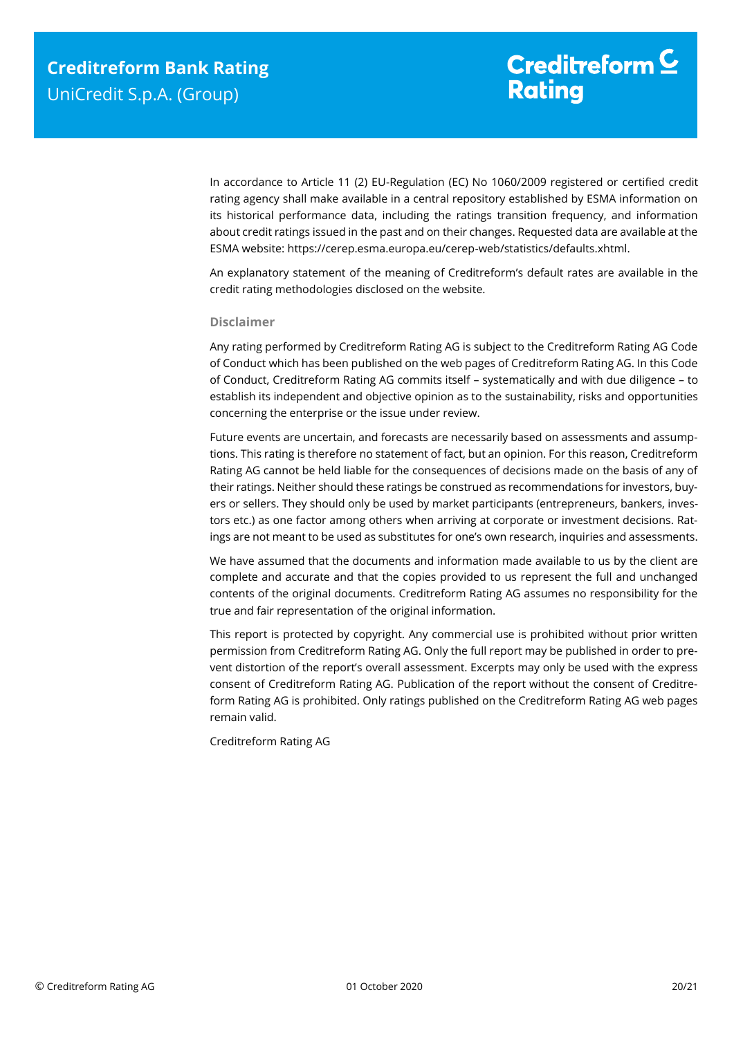In accordance to Article 11 (2) EU-Regulation (EC) No 1060/2009 registered or certified credit rating agency shall make available in a central repository established by ESMA information on its historical performance data, including the ratings transition frequency, and information about credit ratings issued in the past and on their changes. Requested data are available at the ESMA website: https://cerep.esma.europa.eu/cerep-web/statistics/defaults.xhtml.

An explanatory statement of the meaning of Creditreform's default rates are available in the credit rating methodologies disclosed on the website.

### Disclaimer

Any rating performed by Creditreform Rating AG is subject to the Creditreform Rating AG Code of Conduct which has been published on the web pages of Creditreform Rating AG. In this Code of Conduct, Creditreform Rating AG commits itself – systematically and with due diligence – to establish its independent and objective opinion as to the sustainability, risks and opportunities concerning the enterprise or the issue under review.

Future events are uncertain, and forecasts are necessarily based on assessments and assumptions. This rating is therefore no statement of fact, but an opinion. For this reason, Creditreform Rating AG cannot be held liable for the consequences of decisions made on the basis of any of their ratings. Neither should these ratings be construed as recommendations for investors, buyers or sellers. They should only be used by market participants (entrepreneurs, bankers, investors etc.) as one factor among others when arriving at corporate or investment decisions. Ratings are not meant to be used as substitutes for one's own research, inquiries and assessments.

We have assumed that the documents and information made available to us by the client are complete and accurate and that the copies provided to us represent the full and unchanged contents of the original documents. Creditreform Rating AG assumes no responsibility for the true and fair representation of the original information.

This report is protected by copyright. Any commercial use is prohibited without prior written permission from Creditreform Rating AG. Only the full report may be published in order to prevent distortion of the report's overall assessment. Excerpts may only be used with the express consent of Creditreform Rating AG. Publication of the report without the consent of Creditreform Rating AG is prohibited. Only ratings published on the Creditreform Rating AG web pages remain valid.

Creditreform Rating AG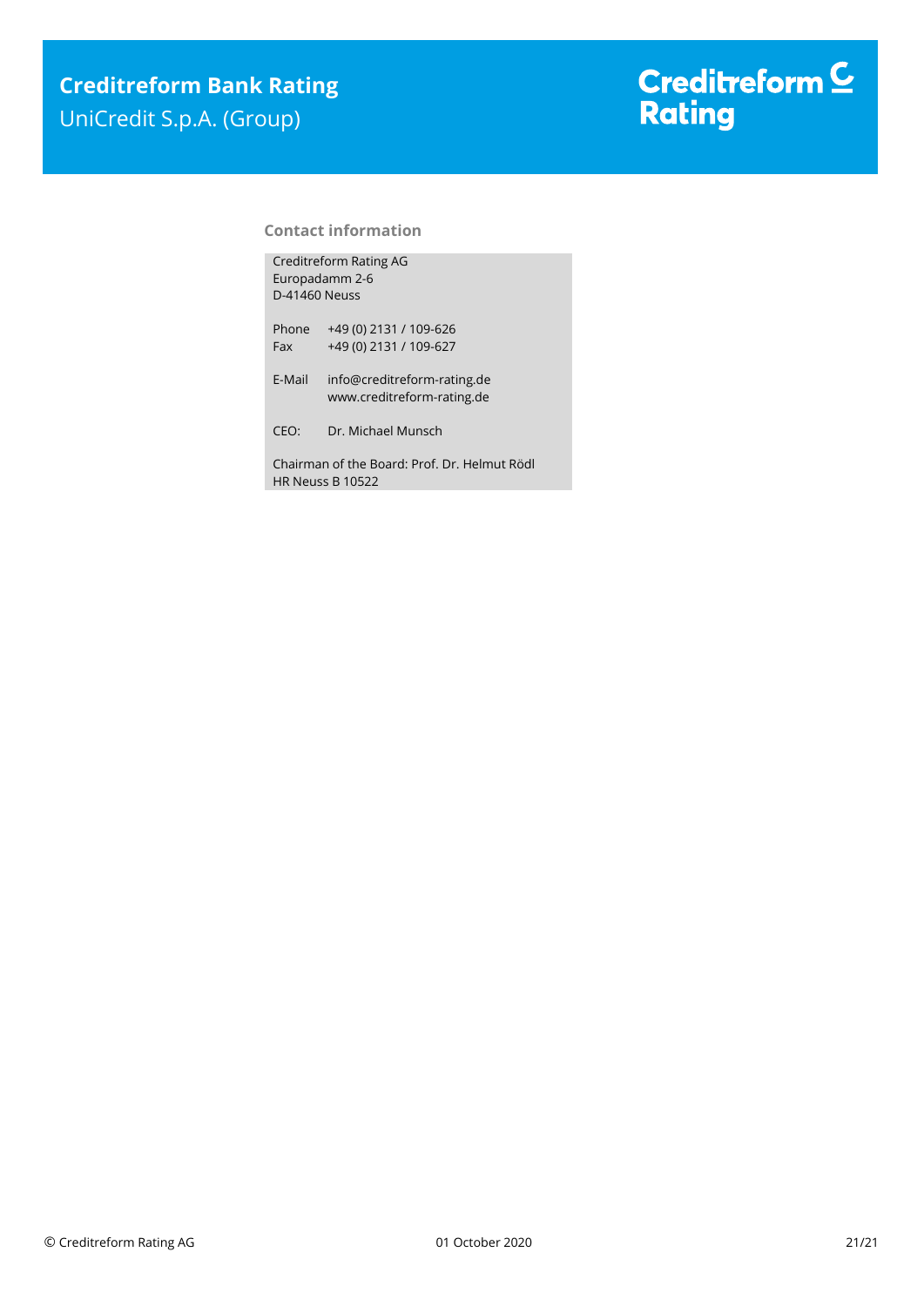## Contact information

Creditreform Rating AG
Europadamm 2-6
D-41460 Neuss

Phone +49 (0) 2131 / 109-626
Fax +49 (0) 2131 / 109-627

E-Mail info@creditreform-rating.de
www.creditreform-rating.de

CEO: Dr. Michael Munsch

Chairman of the Board: Prof. Dr. Helmut Rödl
HR Neuss B 10522